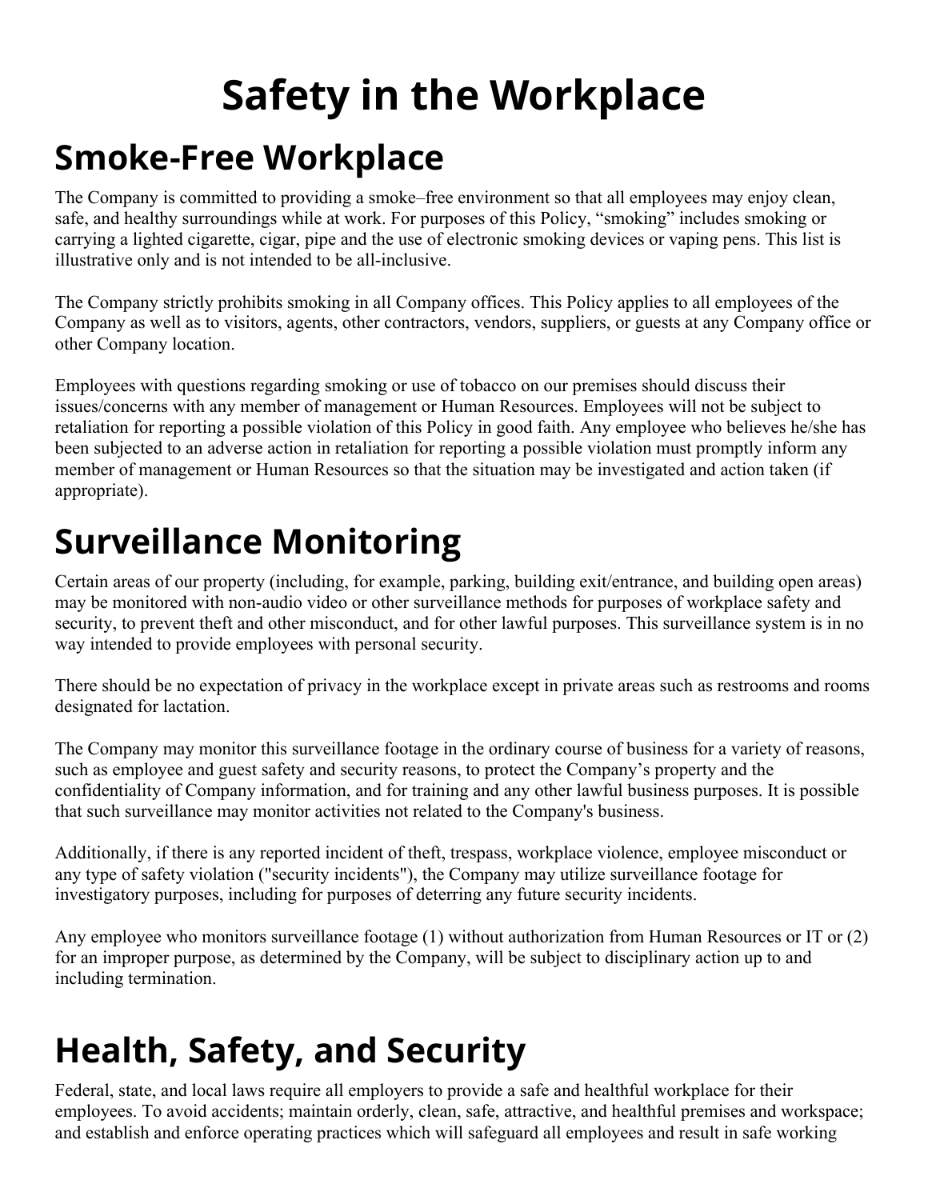# Safety in the Workplace

## Smoke-Free Workplace

The Company is committed to providing a smoke–free environment so that all employees may enjoy clean, safe, and healthy surroundings while at work. For purposes of this Policy, "smoking" includes smoking or carrying a lighted cigarette, cigar, pipe and the use of electronic smoking devices or vaping pens. This list is illustrative only and is not intended to be all-inclusive.

The Company strictly prohibits smoking in all Company offices. This Policy applies to all employees of the Company as well as to visitors, agents, other contractors, vendors, suppliers, or guests at any Company office or other Company location.

Employees with questions regarding smoking or use of tobacco on our premises should discuss their issues/concerns with any member of management or Human Resources. Employees will not be subject to retaliation for reporting a possible violation of this Policy in good faith. Any employee who believes he/she has been subjected to an adverse action in retaliation for reporting a possible violation must promptly inform any member of management or Human Resources so that the situation may be investigated and action taken (if appropriate).

## Surveillance Monitoring

Certain areas of our property (including, for example, parking, building exit/entrance, and building open areas) may be monitored with non-audio video or other surveillance methods for purposes of workplace safety and security, to prevent theft and other misconduct, and for other lawful purposes. This surveillance system is in no way intended to provide employees with personal security.

There should be no expectation of privacy in the workplace except in private areas such as restrooms and rooms designated for lactation.

The Company may monitor this surveillance footage in the ordinary course of business for a variety of reasons, such as employee and guest safety and security reasons, to protect the Company's property and the confidentiality of Company information, and for training and any other lawful business purposes. It is possible that such surveillance may monitor activities not related to the Company's business.

Additionally, if there is any reported incident of theft, trespass, workplace violence, employee misconduct or any type of safety violation ("security incidents"), the Company may utilize surveillance footage for investigatory purposes, including for purposes of deterring any future security incidents.

Any employee who monitors surveillance footage (1) without authorization from Human Resources or IT or (2) for an improper purpose, as determined by the Company, will be subject to disciplinary action up to and including termination.

## Health, Safety, and Security

Federal, state, and local laws require all employers to provide a safe and healthful workplace for their employees. To avoid accidents; maintain orderly, clean, safe, attractive, and healthful premises and workspace; and establish and enforce operating practices which will safeguard all employees and result in safe working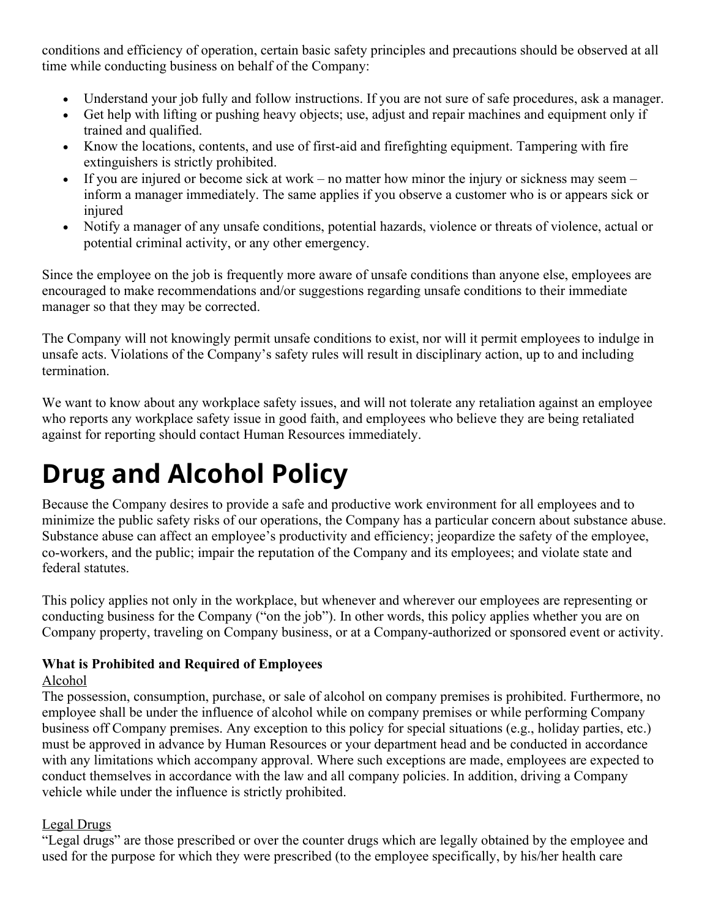conditions and efficiency of operation, certain basic safety principles and precautions should be observed at all time while conducting business on behalf of the Company:

- Understand your job fully and follow instructions. If you are not sure of safe procedures, ask a manager.
- Get help with lifting or pushing heavy objects; use, adjust and repair machines and equipment only if trained and qualified.
- Know the locations, contents, and use of first-aid and firefighting equipment. Tampering with fire extinguishers is strictly prohibited.
- If you are injured or become sick at work – no matter how minor the injury or sickness may seem – inform a manager immediately. The same applies if you observe a customer who is or appears sick or injured
- Notify a manager of any unsafe conditions, potential hazards, violence or threats of violence, actual or potential criminal activity, or any other emergency.

Since the employee on the job is frequently more aware of unsafe conditions than anyone else, employees are encouraged to make recommendations and/or suggestions regarding unsafe conditions to their immediate manager so that they may be corrected.

The Company will not knowingly permit unsafe conditions to exist, nor will it permit employees to indulge in unsafe acts. Violations of the Company's safety rules will result in disciplinary action, up to and including termination.

We want to know about any workplace safety issues, and will not tolerate any retaliation against an employee who reports any workplace safety issue in good faith, and employees who believe they are being retaliated against for reporting should contact Human Resources immediately.

# Drug and Alcohol Policy

Because the Company desires to provide a safe and productive work environment for all employees and to minimize the public safety risks of our operations, the Company has a particular concern about substance abuse. Substance abuse can affect an employee's productivity and efficiency; jeopardize the safety of the employee, co-workers, and the public; impair the reputation of the Company and its employees; and violate state and federal statutes.

This policy applies not only in the workplace, but whenever and wherever our employees are representing or conducting business for the Company ("on the job"). In other words, this policy applies whether you are on Company property, traveling on Company business, or at a Company-authorized or sponsored event or activity.

**What is Prohibited and Required of Employees**

<u>Alcohol</u>

The possession, consumption, purchase, or sale of alcohol on company premises is prohibited. Furthermore, no employee shall be under the influence of alcohol while on company premises or while performing Company business off Company premises. Any exception to this policy for special situations (e.g., holiday parties, etc.) must be approved in advance by Human Resources or your department head and be conducted in accordance with any limitations which accompany approval. Where such exceptions are made, employees are expected to conduct themselves in accordance with the law and all company policies. In addition, driving a Company vehicle while under the influence is strictly prohibited.

<u>Legal Drugs</u>

"Legal drugs" are those prescribed or over the counter drugs which are legally obtained by the employee and used for the purpose for which they were prescribed (to the employee specifically, by his/her health care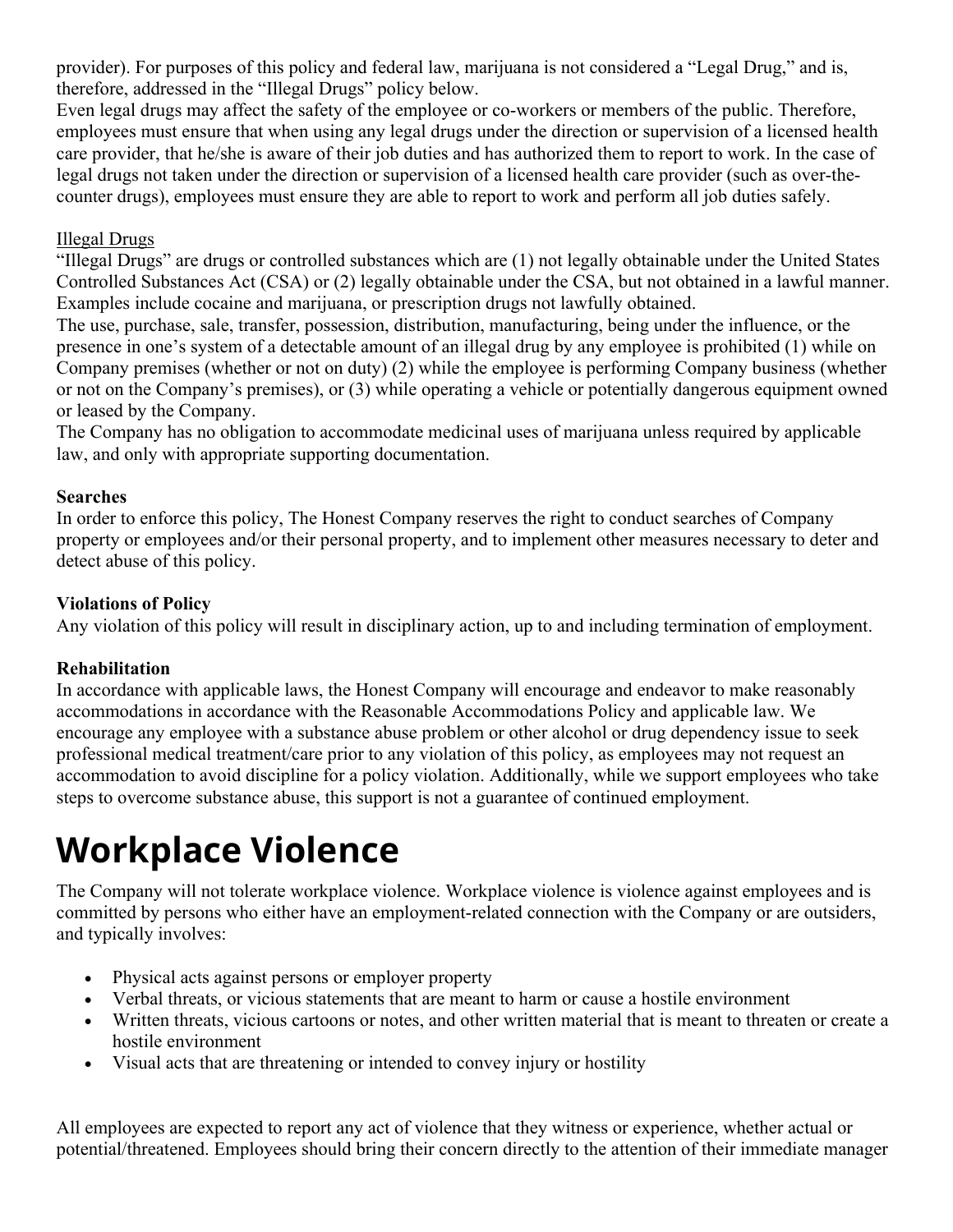provider). For purposes of this policy and federal law, marijuana is not considered a "Legal Drug," and is, therefore, addressed in the "Illegal Drugs" policy below.

Even legal drugs may affect the safety of the employee or co-workers or members of the public. Therefore, employees must ensure that when using any legal drugs under the direction or supervision of a licensed health care provider, that he/she is aware of their job duties and has authorized them to report to work. In the case of legal drugs not taken under the direction or supervision of a licensed health care provider (such as over-the-counter drugs), employees must ensure they are able to report to work and perform all job duties safely.

Illegal Drugs

"Illegal Drugs" are drugs or controlled substances which are (1) not legally obtainable under the United States Controlled Substances Act (CSA) or (2) legally obtainable under the CSA, but not obtained in a lawful manner. Examples include cocaine and marijuana, or prescription drugs not lawfully obtained.

The use, purchase, sale, transfer, possession, distribution, manufacturing, being under the influence, or the presence in one's system of a detectable amount of an illegal drug by any employee is prohibited (1) while on Company premises (whether or not on duty) (2) while the employee is performing Company business (whether or not on the Company's premises), or (3) while operating a vehicle or potentially dangerous equipment owned or leased by the Company.

The Company has no obligation to accommodate medicinal uses of marijuana unless required by applicable law, and only with appropriate supporting documentation.

**Searches**

In order to enforce this policy, The Honest Company reserves the right to conduct searches of Company property or employees and/or their personal property, and to implement other measures necessary to deter and detect abuse of this policy.

**Violations of Policy**

Any violation of this policy will result in disciplinary action, up to and including termination of employment.

**Rehabilitation**

In accordance with applicable laws, the Honest Company will encourage and endeavor to make reasonably accommodations in accordance with the Reasonable Accommodations Policy and applicable law. We encourage any employee with a substance abuse problem or other alcohol or drug dependency issue to seek professional medical treatment/care prior to any violation of this policy, as employees may not request an accommodation to avoid discipline for a policy violation. Additionally, while we support employees who take steps to overcome substance abuse, this support is not a guarantee of continued employment.

# Workplace Violence

The Company will not tolerate workplace violence. Workplace violence is violence against employees and is committed by persons who either have an employment-related connection with the Company or are outsiders, and typically involves:

- Physical acts against persons or employer property
- Verbal threats, or vicious statements that are meant to harm or cause a hostile environment
- Written threats, vicious cartoons or notes, and other written material that is meant to threaten or create a hostile environment
- Visual acts that are threatening or intended to convey injury or hostility

All employees are expected to report any act of violence that they witness or experience, whether actual or potential/threatened. Employees should bring their concern directly to the attention of their immediate manager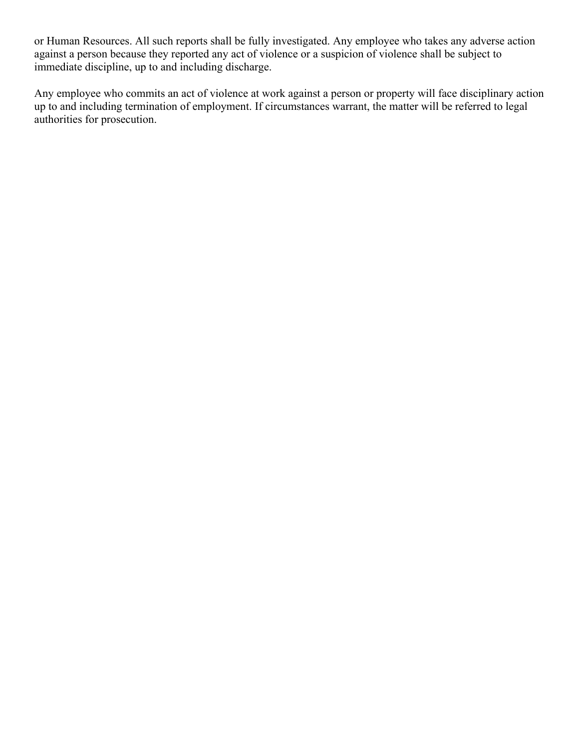or Human Resources. All such reports shall be fully investigated. Any employee who takes any adverse action against a person because they reported any act of violence or a suspicion of violence shall be subject to immediate discipline, up to and including discharge.

Any employee who commits an act of violence at work against a person or property will face disciplinary action up to and including termination of employment. If circumstances warrant, the matter will be referred to legal authorities for prosecution.